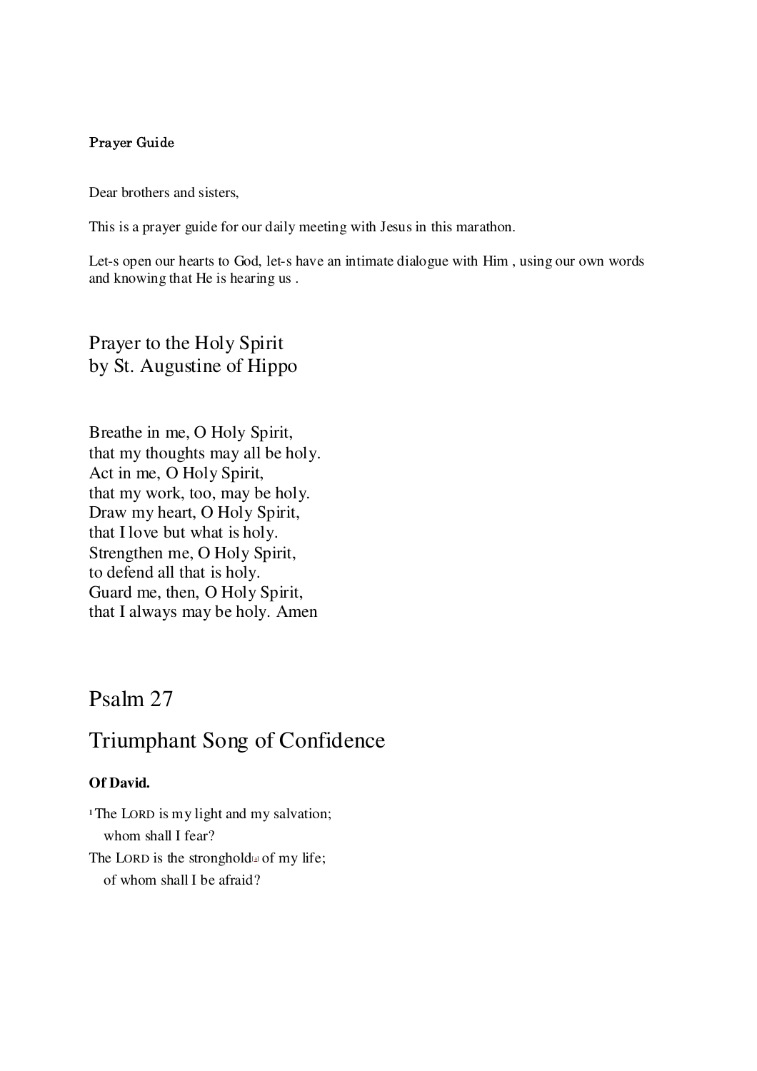**Prayer Guide**

Dear brothers and sisters,

This is a prayer guide for our daily meeting with Jesus in this marathon.

Let-s open our hearts to God, let-s have an intimate dialogue with Him , using our own words and knowing that He is hearing us .

## Prayer to the Holy Spirit
## by St. Augustine of Hippo

Breathe in me, O Holy Spirit,
that my thoughts may all be holy.
Act in me, O Holy Spirit,
that my work, too, may be holy.
Draw my heart, O Holy Spirit,
that I love but what is holy.
Strengthen me, O Holy Spirit,
to defend all that is holy.
Guard me, then, O Holy Spirit,
that I always may be holy. Amen

# Psalm 27

# Triumphant Song of Confidence

**Of David.**

[1] The LORD is my light and my salvation;
 whom shall I fear?
The LORD is the stronghold[a] of my life;
 of whom shall I be afraid?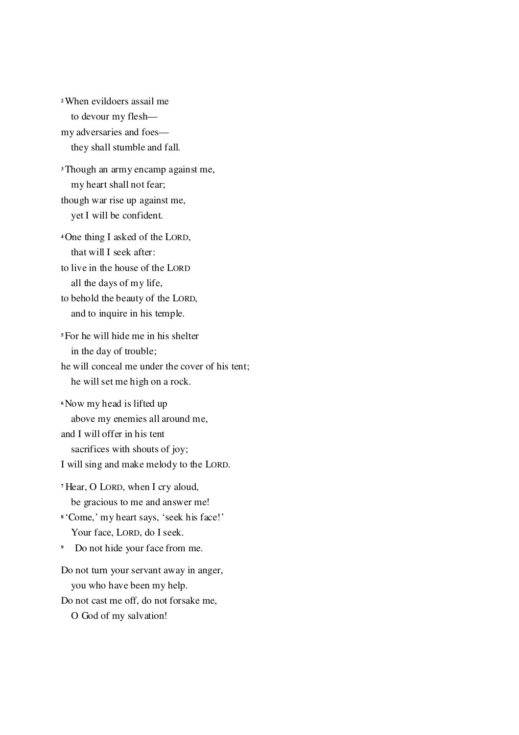[2] When evildoers assail me
   to devour my flesh—
my adversaries and foes—
   they shall stumble and fall.

[3] Though an army encamp against me,
   my heart shall not fear;
though war rise up against me,
   yet I will be confident.

[4] One thing I asked of the LORD,
   that will I seek after:
to live in the house of the LORD
   all the days of my life,
to behold the beauty of the LORD,
   and to inquire in his temple.

[5] For he will hide me in his shelter
   in the day of trouble;
he will conceal me under the cover of his tent;
   he will set me high on a rock.

[6] Now my head is lifted up
   above my enemies all around me,
and I will offer in his tent
   sacrifices with shouts of joy;
I will sing and make melody to the LORD.

[7] Hear, O LORD, when I cry aloud,
   be gracious to me and answer me!
[8] 'Come,' my heart says, 'seek his face!'
   Your face, LORD, do I seek.
[9]    Do not hide your face from me.

Do not turn your servant away in anger,
   you who have been my help.
Do not cast me off, do not forsake me,
   O God of my salvation!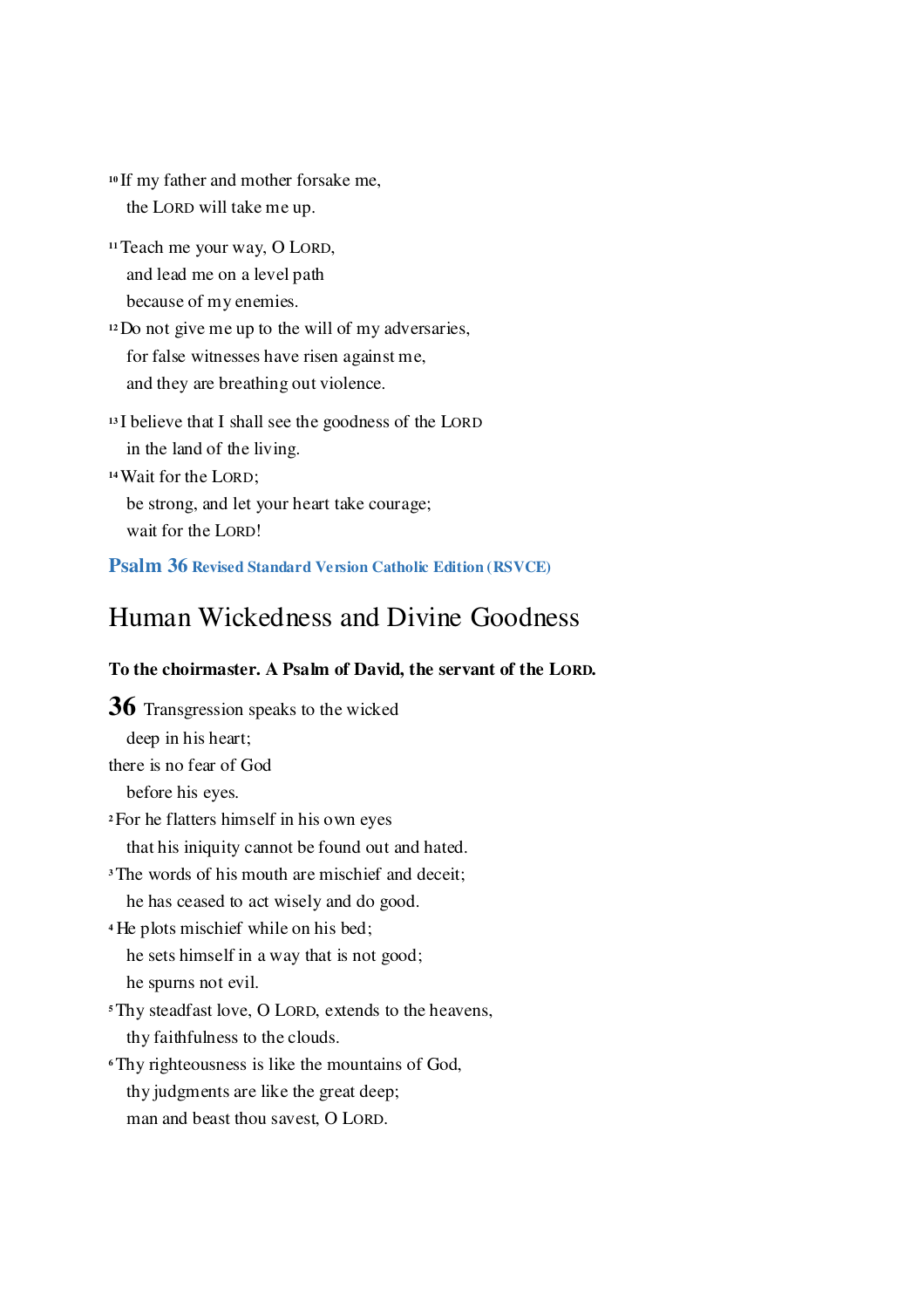[10] If my father and mother forsake me,
  the LORD will take me up.

[11] Teach me your way, O LORD,
  and lead me on a level path
  because of my enemies.
[12] Do not give me up to the will of my adversaries,
  for false witnesses have risen against me,
  and they are breathing out violence.

[13] I believe that I shall see the goodness of the LORD
  in the land of the living.
[14] Wait for the LORD;
  be strong, and let your heart take courage;
  wait for the LORD!

**Psalm 36 Revised Standard Version Catholic Edition (RSVCE)**

## Human Wickedness and Divine Goodness

**To the choirmaster. A Psalm of David, the servant of the LORD.**

**36** Transgression speaks to the wicked
  deep in his heart;
there is no fear of God
  before his eyes.
[2] For he flatters himself in his own eyes
  that his iniquity cannot be found out and hated.
[3] The words of his mouth are mischief and deceit;
  he has ceased to act wisely and do good.
[4] He plots mischief while on his bed;
  he sets himself in a way that is not good;
  he spurns not evil.
[5] Thy steadfast love, O LORD, extends to the heavens,
  thy faithfulness to the clouds.
[6] Thy righteousness is like the mountains of God,
  thy judgments are like the great deep;
  man and beast thou savest, O LORD.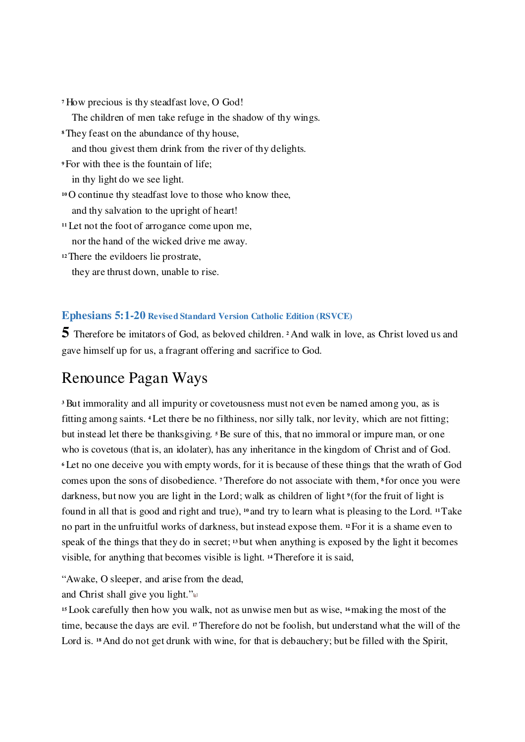[7] How precious is thy steadfast love, O God!
The children of men take refuge in the shadow of thy wings.
[8] They feast on the abundance of thy house,
and thou givest them drink from the river of thy delights.
[9] For with thee is the fountain of life;
in thy light do we see light.
[10] O continue thy steadfast love to those who know thee,
and thy salvation to the upright of heart!
[11] Let not the foot of arrogance come upon me,
nor the hand of the wicked drive me away.
[12] There the evildoers lie prostrate,
they are thrust down, unable to rise.

### Ephesians 5:1-20 Revised Standard Version Catholic Edition (RSVCE)

**5** Therefore be imitators of God, as beloved children. [2] And walk in love, as Christ loved us and gave himself up for us, a fragrant offering and sacrifice to God.

## Renounce Pagan Ways

[3] But immorality and all impurity or covetousness must not even be named among you, as is fitting among saints. [4] Let there be no filthiness, nor silly talk, nor levity, which are not fitting; but instead let there be thanksgiving. [5] Be sure of this, that no immoral or impure man, or one who is covetous (that is, an idolater), has any inheritance in the kingdom of Christ and of God. [6] Let no one deceive you with empty words, for it is because of these things that the wrath of God comes upon the sons of disobedience. [7] Therefore do not associate with them, [8] for once you were darkness, but now you are light in the Lord; walk as children of light [9] (for the fruit of light is found in all that is good and right and true), [10] and try to learn what is pleasing to the Lord. [11] Take no part in the unfruitful works of darkness, but instead expose them. [12] For it is a shame even to speak of the things that they do in secret; [13] but when anything is exposed by the light it becomes visible, for anything that becomes visible is light. [14] Therefore it is said,

"Awake, O sleeper, and arise from the dead,
and Christ shall give you light."[a]

[15] Look carefully then how you walk, not as unwise men but as wise, [16] making the most of the time, because the days are evil. [17] Therefore do not be foolish, but understand what the will of the Lord is. [18] And do not get drunk with wine, for that is debauchery; but be filled with the Spirit,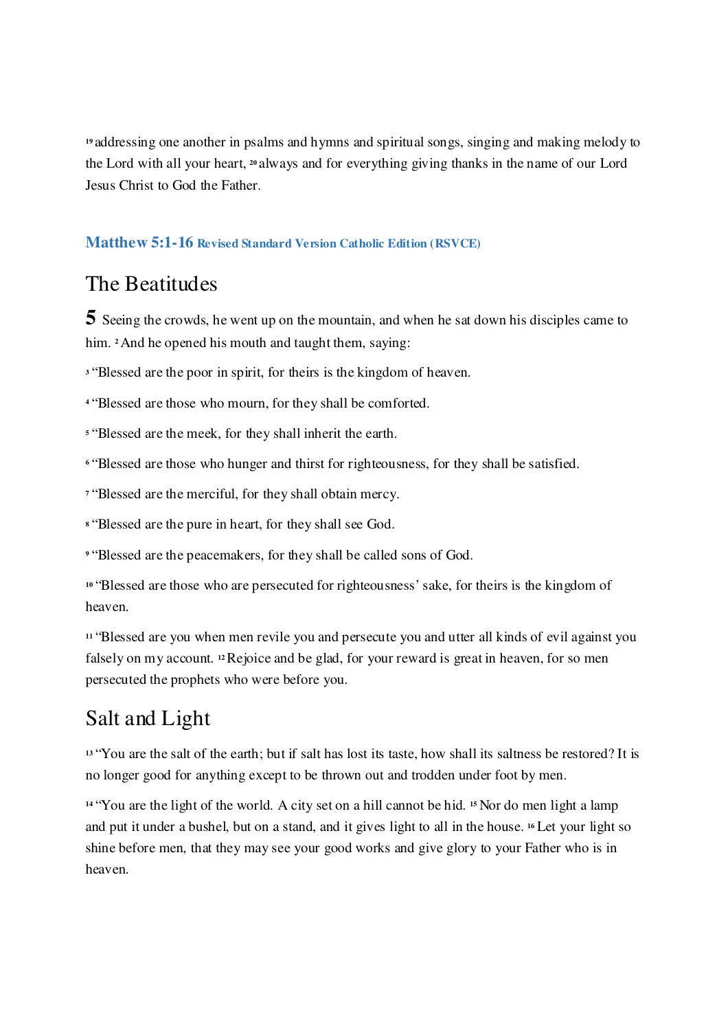[19] addressing one another in psalms and hymns and spiritual songs, singing and making melody to the Lord with all your heart, [20] always and for everything giving thanks in the name of our Lord Jesus Christ to God the Father.

### Matthew 5:1-16 Revised Standard Version Catholic Edition (RSVCE)

## The Beatitudes

**5** Seeing the crowds, he went up on the mountain, and when he sat down his disciples came to him. [2] And he opened his mouth and taught them, saying:

[3] "Blessed are the poor in spirit, for theirs is the kingdom of heaven.

[4] "Blessed are those who mourn, for they shall be comforted.

[5] "Blessed are the meek, for they shall inherit the earth.

[6] "Blessed are those who hunger and thirst for righteousness, for they shall be satisfied.

[7] "Blessed are the merciful, for they shall obtain mercy.

[8] "Blessed are the pure in heart, for they shall see God.

[9] "Blessed are the peacemakers, for they shall be called sons of God.

[10] "Blessed are those who are persecuted for righteousness' sake, for theirs is the kingdom of heaven.

[11] "Blessed are you when men revile you and persecute you and utter all kinds of evil against you falsely on my account. [12] Rejoice and be glad, for your reward is great in heaven, for so men persecuted the prophets who were before you.

## Salt and Light

[13] "You are the salt of the earth; but if salt has lost its taste, how shall its saltness be restored? It is no longer good for anything except to be thrown out and trodden under foot by men.

[14] "You are the light of the world. A city set on a hill cannot be hid. [15] Nor do men light a lamp and put it under a bushel, but on a stand, and it gives light to all in the house. [16] Let your light so shine before men, that they may see your good works and give glory to your Father who is in heaven.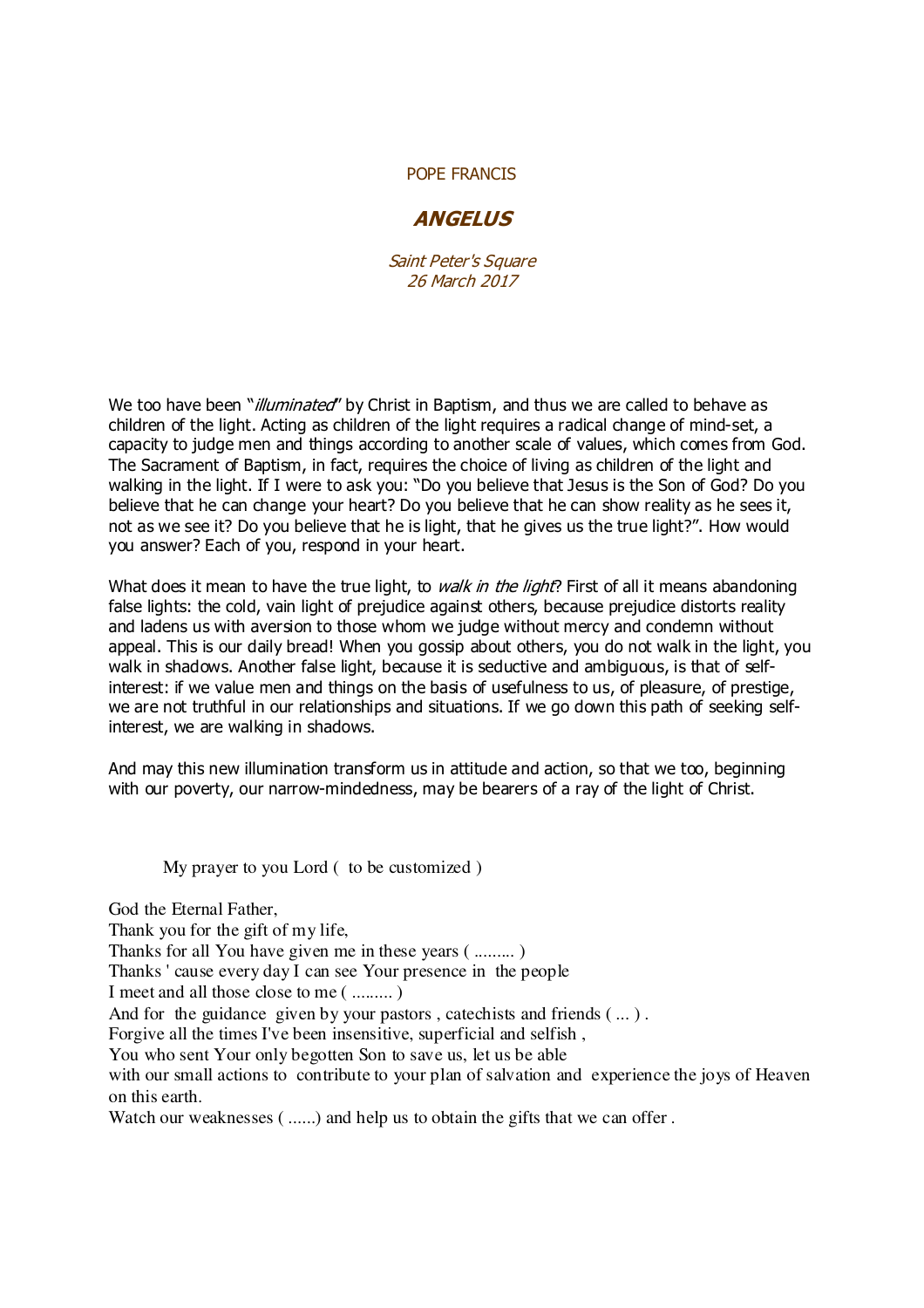POPE FRANCIS

## *ANGELUS*

*Saint Peter's Square*
*26 March 2017*

We too have been "*illuminated*" by Christ in Baptism, and thus we are called to behave as children of the light. Acting as children of the light requires a radical change of mind-set, a capacity to judge men and things according to another scale of values, which comes from God. The Sacrament of Baptism, in fact, requires the choice of living as children of the light and walking in the light. If I were to ask you: "Do you believe that Jesus is the Son of God? Do you believe that he can change your heart? Do you believe that he can show reality as he sees it, not as we see it? Do you believe that he is light, that he gives us the true light?". How would you answer? Each of you, respond in your heart.

What does it mean to have the true light, to *walk in the light*? First of all it means abandoning false lights: the cold, vain light of prejudice against others, because prejudice distorts reality and ladens us with aversion to those whom we judge without mercy and condemn without appeal. This is our daily bread! When you gossip about others, you do not walk in the light, you walk in shadows. Another false light, because it is seductive and ambiguous, is that of self-interest: if we value men and things on the basis of usefulness to us, of pleasure, of prestige, we are not truthful in our relationships and situations. If we go down this path of seeking self-interest, we are walking in shadows.

And may this new illumination transform us in attitude and action, so that we too, beginning with our poverty, our narrow-mindedness, may be bearers of a ray of the light of Christ.

My prayer to you Lord ( to be customized )

God the Eternal Father,
Thank you for the gift of my life,
Thanks for all You have given me in these years ( ......... )
Thanks ' cause every day I can see Your presence in the people
I meet and all those close to me ( ......... )
And for the guidance given by your pastors , catechists and friends ( ... ) .
Forgive all the times I've been insensitive, superficial and selfish ,
You who sent Your only begotten Son to save us, let us be able
with our small actions to contribute to your plan of salvation and experience the joys of Heaven on this earth.
Watch our weaknesses ( ......) and help us to obtain the gifts that we can offer .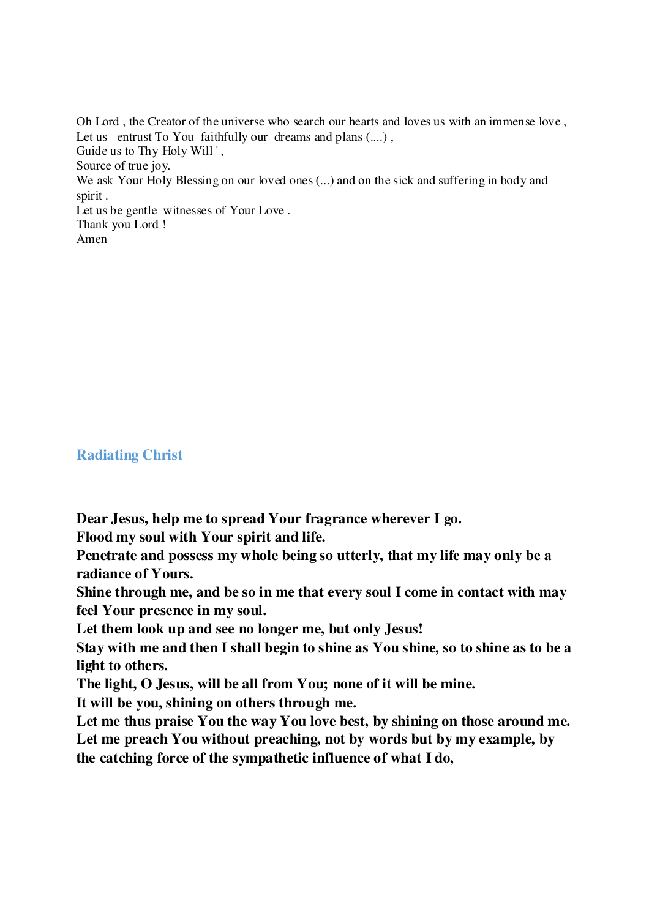Oh Lord , the Creator of the universe who search our hearts and loves us with an immense love ,
Let us entrust To You faithfully our dreams and plans (....) ,
Guide us to Thy Holy Will ' ,
Source of true joy.
We ask Your Holy Blessing on our loved ones (...) and on the sick and suffering in body and spirit .
Let us be gentle witnesses of Your Love .
Thank you Lord !
Amen

## Radiating Christ

**Dear Jesus, help me to spread Your fragrance wherever I go.**
**Flood my soul with Your spirit and life.**
**Penetrate and possess my whole being so utterly, that my life may only be a radiance of Yours.**
**Shine through me, and be so in me that every soul I come in contact with may feel Your presence in my soul.**
**Let them look up and see no longer me, but only Jesus!**
**Stay with me and then I shall begin to shine as You shine, so to shine as to be a light to others.**
**The light, O Jesus, will be all from You; none of it will be mine.**
**It will be you, shining on others through me.**
**Let me thus praise You the way You love best, by shining on those around me.**
**Let me preach You without preaching, not by words but by my example, by the catching force of the sympathetic influence of what I do,**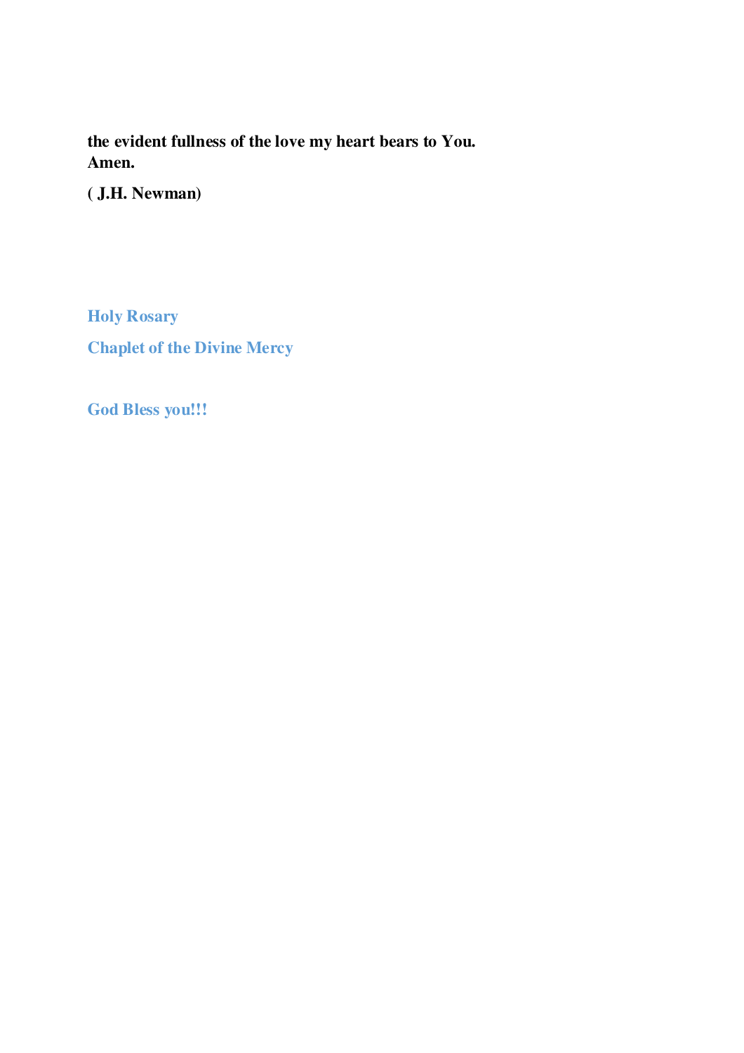**the evident fullness of the love my heart bears to You.**
**Amen.**

**( J.H. Newman)**

**Holy Rosary**

**Chaplet of the Divine Mercy**

**God Bless you!!!**